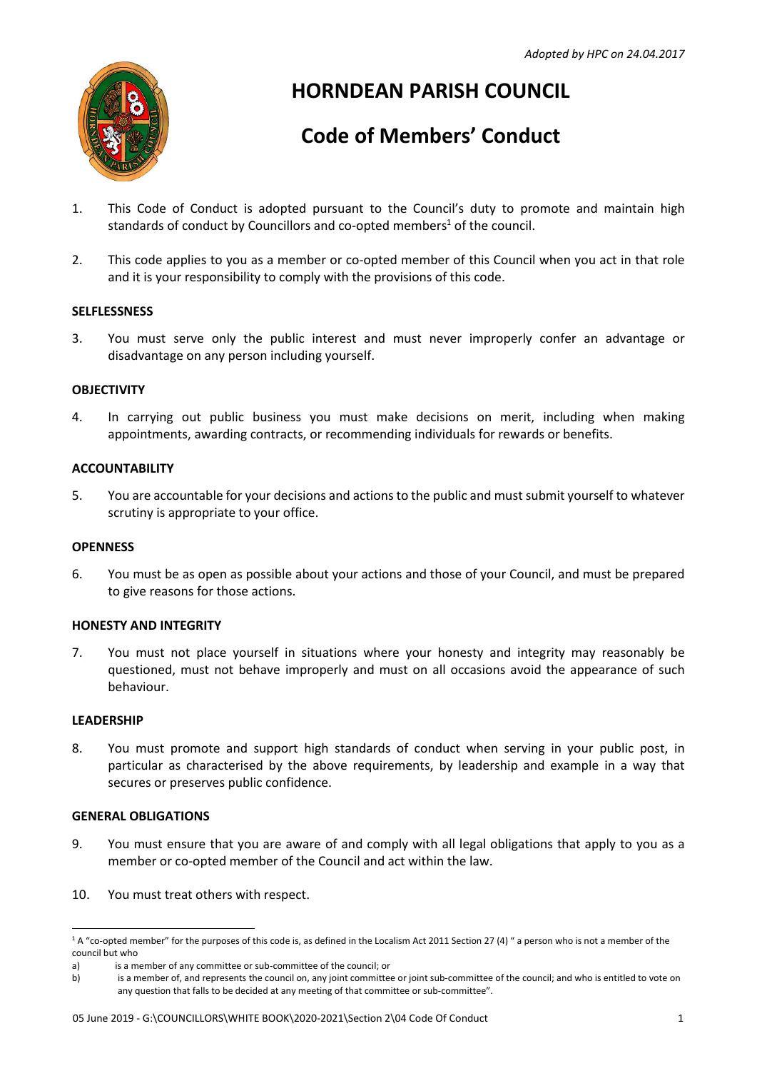*Adopted by HPC on 24.04.2017*

# HORNDEAN PARISH COUNCIL

# Code of Members' Conduct

1. This Code of Conduct is adopted pursuant to the Council's duty to promote and maintain high standards of conduct by Councillors and co-opted members[1] of the council.

2. This code applies to you as a member or co-opted member of this Council when you act in that role and it is your responsibility to comply with the provisions of this code.

**SELFLESSNESS**

3. You must serve only the public interest and must never improperly confer an advantage or disadvantage on any person including yourself.

**OBJECTIVITY**

4. In carrying out public business you must make decisions on merit, including when making appointments, awarding contracts, or recommending individuals for rewards or benefits.

**ACCOUNTABILITY**

5. You are accountable for your decisions and actions to the public and must submit yourself to whatever scrutiny is appropriate to your office.

**OPENNESS**

6. You must be as open as possible about your actions and those of your Council, and must be prepared to give reasons for those actions.

**HONESTY AND INTEGRITY**

7. You must not place yourself in situations where your honesty and integrity may reasonably be questioned, must not behave improperly and must on all occasions avoid the appearance of such behaviour.

**LEADERSHIP**

8. You must promote and support high standards of conduct when serving in your public post, in particular as characterised by the above requirements, by leadership and example in a way that secures or preserves public confidence.

**GENERAL OBLIGATIONS**

9. You must ensure that you are aware of and comply with all legal obligations that apply to you as a member or co-opted member of the Council and act within the law.

10. You must treat others with respect.

[1] A "co-opted member" for the purposes of this code is, as defined in the Localism Act 2011 Section 27 (4) " a person who is not a member of the council but who

a) is a member of any committee or sub-committee of the council; or

b) is a member of, and represents the council on, any joint committee or joint sub-committee of the council; and who is entitled to vote on any question that falls to be decided at any meeting of that committee or sub-committee".

05 June 2019 - G:\COUNCILLORS\WHITE BOOK\2020-2021\Section 2\04 Code Of Conduct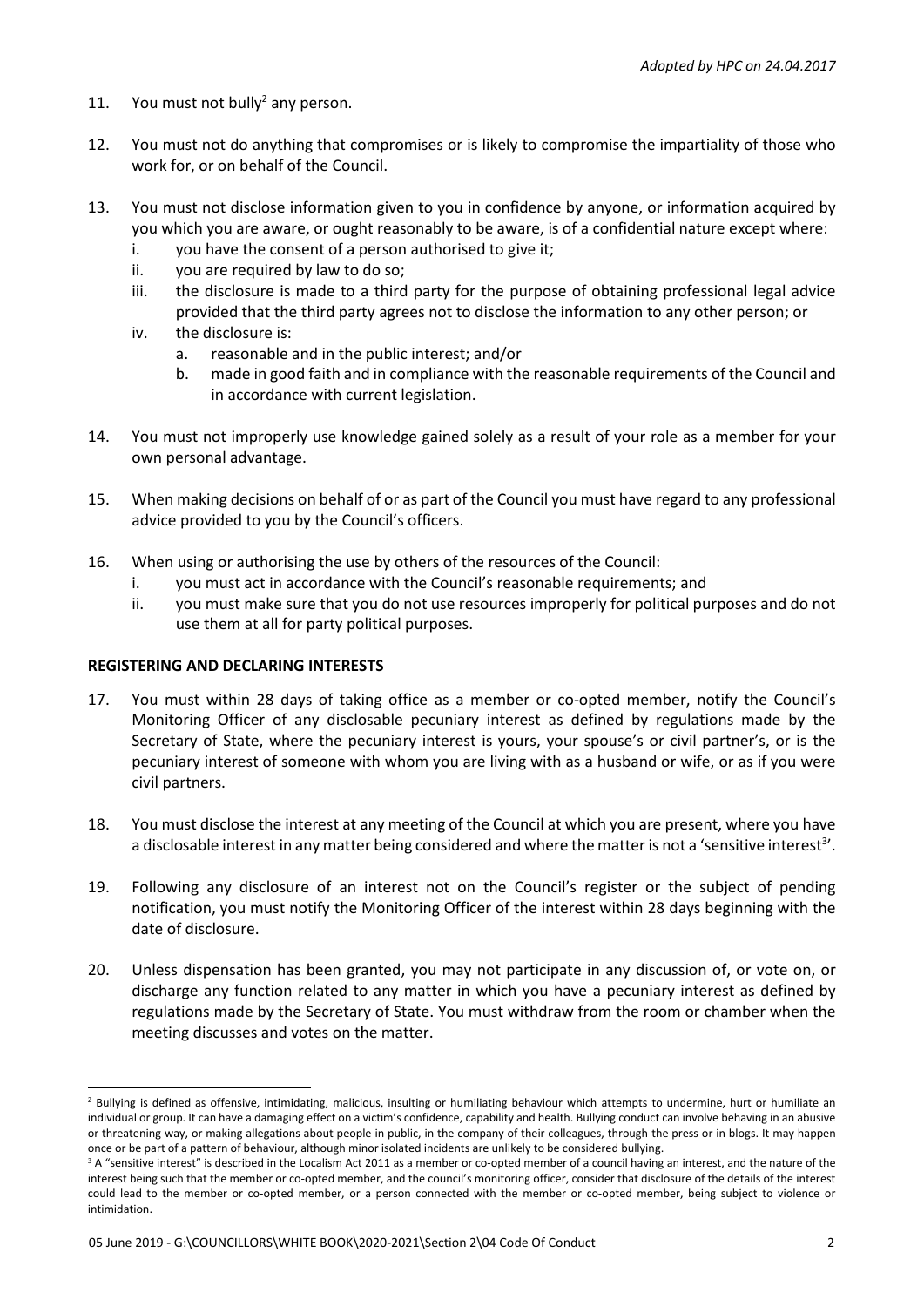11. You must not bully[2] any person.

12. You must not do anything that compromises or is likely to compromise the impartiality of those who work for, or on behalf of the Council.

13. You must not disclose information given to you in confidence by anyone, or information acquired by you which you are aware, or ought reasonably to be aware, is of a confidential nature except where:
    i. you have the consent of a person authorised to give it;
    ii. you are required by law to do so;
    iii. the disclosure is made to a third party for the purpose of obtaining professional legal advice provided that the third party agrees not to disclose the information to any other person; or
    iv. the disclosure is:
        a. reasonable and in the public interest; and/or
        b. made in good faith and in compliance with the reasonable requirements of the Council and in accordance with current legislation.

14. You must not improperly use knowledge gained solely as a result of your role as a member for your own personal advantage.

15. When making decisions on behalf of or as part of the Council you must have regard to any professional advice provided to you by the Council's officers.

16. When using or authorising the use by others of the resources of the Council:
    i. you must act in accordance with the Council's reasonable requirements; and
    ii. you must make sure that you do not use resources improperly for political purposes and do not use them at all for party political purposes.

**REGISTERING AND DECLARING INTERESTS**

17. You must within 28 days of taking office as a member or co-opted member, notify the Council's Monitoring Officer of any disclosable pecuniary interest as defined by regulations made by the Secretary of State, where the pecuniary interest is yours, your spouse's or civil partner's, or is the pecuniary interest of someone with whom you are living with as a husband or wife, or as if you were civil partners.

18. You must disclose the interest at any meeting of the Council at which you are present, where you have a disclosable interest in any matter being considered and where the matter is not a 'sensitive interest[3]'.

19. Following any disclosure of an interest not on the Council's register or the subject of pending notification, you must notify the Monitoring Officer of the interest within 28 days beginning with the date of disclosure.

20. Unless dispensation has been granted, you may not participate in any discussion of, or vote on, or discharge any function related to any matter in which you have a pecuniary interest as defined by regulations made by the Secretary of State. You must withdraw from the room or chamber when the meeting discusses and votes on the matter.

---

[2] Bullying is defined as offensive, intimidating, malicious, insulting or humiliating behaviour which attempts to undermine, hurt or humiliate an individual or group. It can have a damaging effect on a victim's confidence, capability and health. Bullying conduct can involve behaving in an abusive or threatening way, or making allegations about people in public, in the company of their colleagues, through the press or in blogs. It may happen once or be part of a pattern of behaviour, although minor isolated incidents are unlikely to be considered bullying.

[3] A "sensitive interest" is described in the Localism Act 2011 as a member or co-opted member of a council having an interest, and the nature of the interest being such that the member or co-opted member, and the council's monitoring officer, consider that disclosure of the details of the interest could lead to the member or co-opted member, or a person connected with the member or co-opted member, being subject to violence or intimidation.